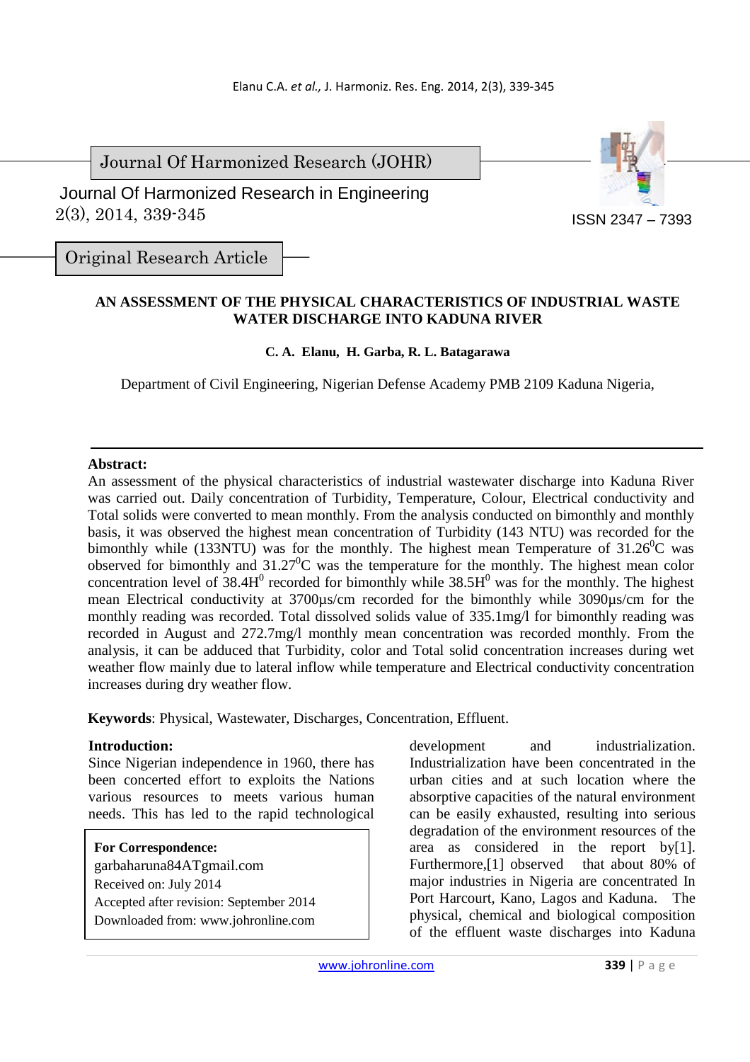Journal Of Harmonized Research (JOHR)

Journal Of Harmonized Research in Engineering
2(3), 2014, 339-345

ISSN 2347 – 7393

Original Research Article

# AN ASSESSMENT OF THE PHYSICAL CHARACTERISTICS OF INDUSTRIAL WASTE WATER DISCHARGE INTO KADUNA RIVER

**C. A. Elanu, H. Garba, R. L. Batagarawa**

Department of Civil Engineering, Nigerian Defense Academy PMB 2109 Kaduna Nigeria,

**Abstract:**
An assessment of the physical characteristics of industrial wastewater discharge into Kaduna River was carried out. Daily concentration of Turbidity, Temperature, Colour, Electrical conductivity and Total solids were converted to mean monthly. From the analysis conducted on bimonthly and monthly basis, it was observed the highest mean concentration of Turbidity (143 NTU) was recorded for the bimonthly while (133NTU) was for the monthly. The highest mean Temperature of 31.26$^0$C was observed for bimonthly and 31.27$^0$C was the temperature for the monthly. The highest mean color concentration level of 38.4H$^0$ recorded for bimonthly while 38.5H$^0$ was for the monthly. The highest mean Electrical conductivity at 3700µs/cm recorded for the bimonthly while 3090µs/cm for the monthly reading was recorded. Total dissolved solids value of 335.1mg/l for bimonthly reading was recorded in August and 272.7mg/l monthly mean concentration was recorded monthly. From the analysis, it can be adduced that Turbidity, color and Total solid concentration increases during wet weather flow mainly due to lateral inflow while temperature and Electrical conductivity concentration increases during dry weather flow.

**Keywords**: Physical, Wastewater, Discharges, Concentration, Effluent.

**Introduction:**
Since Nigerian independence in 1960, there has been concerted effort to exploits the Nations various resources to meets various human needs. This has led to the rapid technological development and industrialization. Industrialization have been concentrated in the urban cities and at such location where the absorptive capacities of the natural environment can be easily exhausted, resulting into serious degradation of the environment resources of the area as considered in the report by[1]. Furthermore,[1] observed that about 80% of major industries in Nigeria are concentrated In Port Harcourt, Kano, Lagos and Kaduna. The physical, chemical and biological composition of the effluent waste discharges into Kaduna

**For Correspondence:**
garbaharuna84ATgmail.com
Received on: July 2014
Accepted after revision: September 2014
Downloaded from: www.johronline.com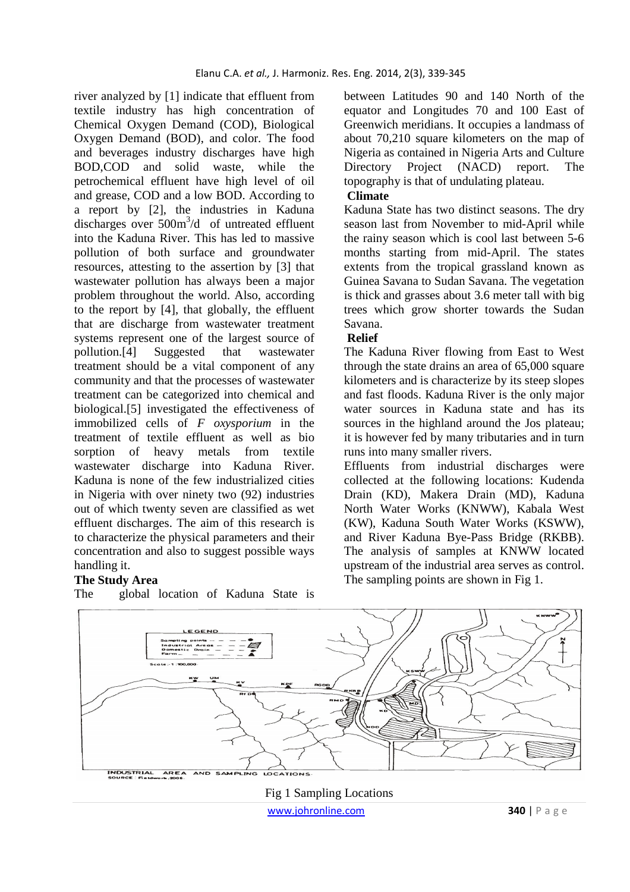river analyzed by [1] indicate that effluent from textile industry has high concentration of Chemical Oxygen Demand (COD), Biological Oxygen Demand (BOD), and color. The food and beverages industry discharges have high BOD,COD and solid waste, while the petrochemical effluent have high level of oil and grease, COD and a low BOD. According to a report by [2], the industries in Kaduna discharges over $500m^3/d$ of untreated effluent into the Kaduna River. This has led to massive pollution of both surface and groundwater resources, attesting to the assertion by [3] that wastewater pollution has always been a major problem throughout the world. Also, according to the report by [4], that globally, the effluent that are discharge from wastewater treatment systems represent one of the largest source of pollution.[4] Suggested that wastewater treatment should be a vital component of any community and that the processes of wastewater treatment can be categorized into chemical and biological.[5] investigated the effectiveness of immobilized cells of *F oxysporium* in the treatment of textile effluent as well as bio sorption of heavy metals from textile wastewater discharge into Kaduna River. Kaduna is none of the few industrialized cities in Nigeria with over ninety two (92) industries out of which twenty seven are classified as wet effluent discharges. The aim of this research is to characterize the physical parameters and their concentration and also to suggest possible ways handling it.

**The Study Area**

The global location of Kaduna State is between Latitudes 90 and 140 North of the equator and Longitudes 70 and 100 East of Greenwich meridians. It occupies a landmass of about 70,210 square kilometers on the map of Nigeria as contained in Nigeria Arts and Culture Directory Project (NACD) report. The topography is that of undulating plateau.

**Climate**

Kaduna State has two distinct seasons. The dry season last from November to mid-April while the rainy season which is cool last between 5-6 months starting from mid-April. The states extents from the tropical grassland known as Guinea Savana to Sudan Savana. The vegetation is thick and grasses about 3.6 meter tall with big trees which grow shorter towards the Sudan Savana.

**Relief**

The Kaduna River flowing from East to West through the state drains an area of 65,000 square kilometers and is characterize by its steep slopes and fast floods. Kaduna River is the only major water sources in Kaduna state and has its sources in the highland around the Jos plateau; it is however fed by many tributaries and in turn runs into many smaller rivers.

Effluents from industrial discharges were collected at the following locations: Kudenda Drain (KD), Makera Drain (MD), Kaduna North Water Works (KNWW), Kabala West (KW), Kaduna South Water Works (KSWW), and River Kaduna Bye-Pass Bridge (RKBB). The analysis of samples at KNWW located upstream of the industrial area serves as control. The sampling points are shown in Fig 1.

Fig 1 Sampling Locations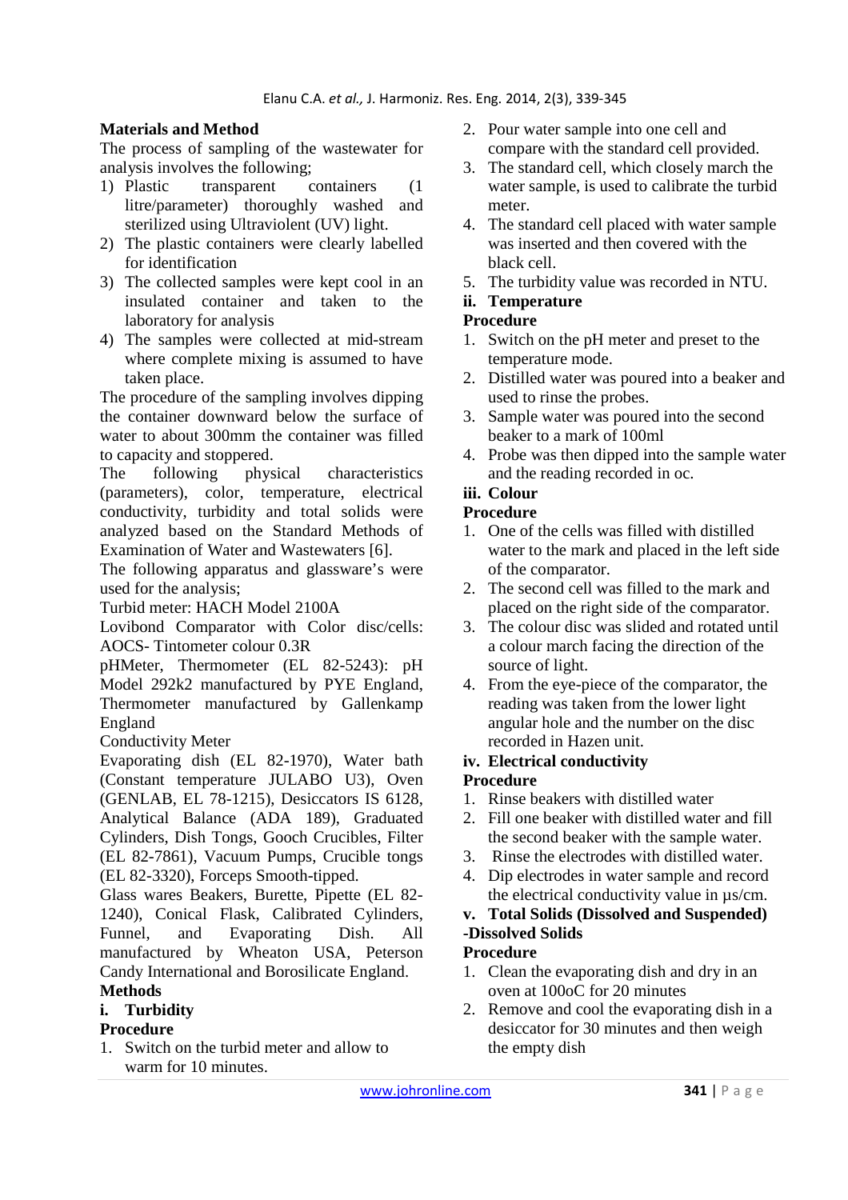## Materials and Method

The process of sampling of the wastewater for analysis involves the following;

1) Plastic transparent containers (1 litre/parameter) thoroughly washed and sterilized using Ultraviolent (UV) light.
2) The plastic containers were clearly labelled for identification
3) The collected samples were kept cool in an insulated container and taken to the laboratory for analysis
4) The samples were collected at mid-stream where complete mixing is assumed to have taken place.

The procedure of the sampling involves dipping the container downward below the surface of water to about 300mm the container was filled to capacity and stoppered.

The following physical characteristics (parameters), color, temperature, electrical conductivity, turbidity and total solids were analyzed based on the Standard Methods of Examination of Water and Wastewaters [6].

The following apparatus and glassware's were used for the analysis;

Turbid meter: HACH Model 2100A

Lovibond Comparator with Color disc/cells: AOCS- Tintometer colour 0.3R

pHMeter, Thermometer (EL 82-5243): pH Model 292k2 manufactured by PYE England, Thermometer manufactured by Gallenkamp England

Conductivity Meter

Evaporating dish (EL 82-1970), Water bath (Constant temperature JULABO U3), Oven (GENLAB, EL 78-1215), Desiccators IS 6128, Analytical Balance (ADA 189), Graduated Cylinders, Dish Tongs, Gooch Crucibles, Filter (EL 82-7861), Vacuum Pumps, Crucible tongs (EL 82-3320), Forceps Smooth-tipped.

Glass wares Beakers, Burette, Pipette (EL 82-1240), Conical Flask, Calibrated Cylinders, Funnel, and Evaporating Dish. All manufactured by Wheaton USA, Peterson Candy International and Borosilicate England.

### Methods

#### i. Turbidity

**Procedure**

1. Switch on the turbid meter and allow to warm for 10 minutes.
2. Pour water sample into one cell and compare with the standard cell provided.
3. The standard cell, which closely march the water sample, is used to calibrate the turbid meter.
4. The standard cell placed with water sample was inserted and then covered with the black cell.
5. The turbidity value was recorded in NTU.

#### ii. Temperature

**Procedure**

1. Switch on the pH meter and preset to the temperature mode.
2. Distilled water was poured into a beaker and used to rinse the probes.
3. Sample water was poured into the second beaker to a mark of 100ml
4. Probe was then dipped into the sample water and the reading recorded in oc.

#### iii. Colour

**Procedure**

1. One of the cells was filled with distilled water to the mark and placed in the left side of the comparator.
2. The second cell was filled to the mark and placed on the right side of the comparator.
3. The colour disc was slided and rotated until a colour march facing the direction of the source of light.
4. From the eye-piece of the comparator, the reading was taken from the lower light angular hole and the number on the disc recorded in Hazen unit.

#### iv. Electrical conductivity

**Procedure**

1. Rinse beakers with distilled water
2. Fill one beaker with distilled water and fill the second beaker with the sample water.
3. Rinse the electrodes with distilled water.
4. Dip electrodes in water sample and record the electrical conductivity value in µs/cm.

#### v. Total Solids (Dissolved and Suspended)

**-Dissolved Solids**

**Procedure**

1. Clean the evaporating dish and dry in an oven at 100oC for 20 minutes
2. Remove and cool the evaporating dish in a desiccator for 30 minutes and then weigh the empty dish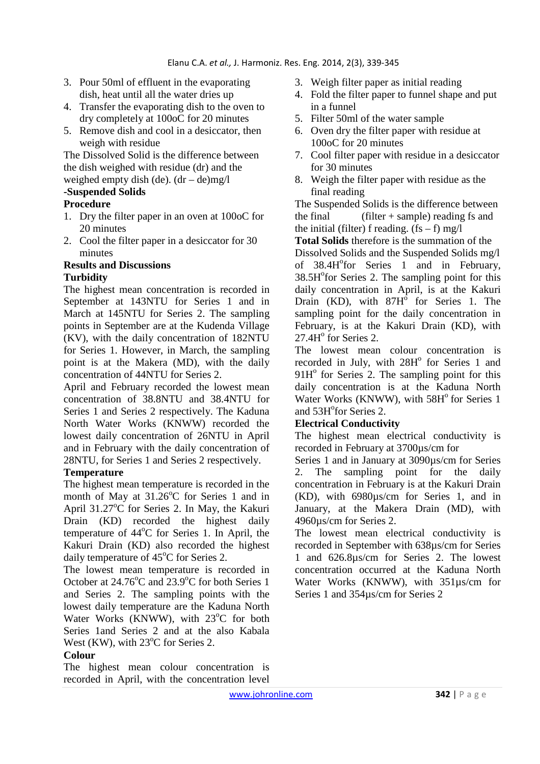3. Pour 50ml of effluent in the evaporating dish, heat until all the water dries up
4. Transfer the evaporating dish to the oven to dry completely at 100oC for 20 minutes
5. Remove dish and cool in a desiccator, then weigh with residue

The Dissolved Solid is the difference between the dish weighed with residue (dr) and the weighed empty dish (de). (dr – de)mg/l

**-Suspended Solids**

**Procedure**

1. Dry the filter paper in an oven at 100oC for 20 minutes
2. Cool the filter paper in a desiccator for 30 minutes
3. Weigh filter paper as initial reading
4. Fold the filter paper to funnel shape and put in a funnel
5. Filter 50ml of the water sample
6. Oven dry the filter paper with residue at 100oC for 20 minutes
7. Cool filter paper with residue in a desiccator for 30 minutes
8. Weigh the filter paper with residue as the final reading

The Suspended Solids is the difference between the final (filter + sample) reading fs and the initial (filter) f reading. (fs – f) mg/l

**Total Solids** therefore is the summation of the Dissolved Solids and the Suspended Solids mg/l

**Results and Discussions**

**Turbidity**

The highest mean concentration is recorded in September at 143NTU for Series 1 and in March at 145NTU for Series 2. The sampling points in September are at the Kudenda Village (KV), with the daily concentration of 182NTU for Series 1. However, in March, the sampling point is at the Makera (MD), with the daily concentration of 44NTU for Series 2.

April and February recorded the lowest mean concentration of 38.8NTU and 38.4NTU for Series 1 and Series 2 respectively. The Kaduna North Water Works (KNWW) recorded the lowest daily concentration of 26NTU in April and in February with the daily concentration of 28NTU, for Series 1 and Series 2 respectively.

**Temperature**

The highest mean temperature is recorded in the month of May at 31.26$^{o}$C for Series 1 and in April 31.27$^{o}$C for Series 2. In May, the Kakuri Drain (KD) recorded the highest daily temperature of 44$^{o}$C for Series 1. In April, the Kakuri Drain (KD) also recorded the highest daily temperature of 45$^{o}$C for Series 2.

The lowest mean temperature is recorded in October at 24.76$^{o}$C and 23.9$^{o}$C for both Series 1 and Series 2. The sampling points with the lowest daily temperature are the Kaduna North Water Works (KNWW), with 23$^{o}$C for both Series 1and Series 2 and at the also Kabala West (KW), with 23$^{o}$C for Series 2.

**Colour**

The highest mean colour concentration is recorded in April, with the concentration level of 38.4H$^{o}$for Series 1 and in February, 38.5H$^{o}$for Series 2. The sampling point for this daily concentration in April, is at the Kakuri Drain (KD), with 87H$^{o}$ for Series 1. The sampling point for the daily concentration in February, is at the Kakuri Drain (KD), with 27.4H$^{o}$ for Series 2.

The lowest mean colour concentration is recorded in July, with 28H$^{o}$ for Series 1 and 91H$^{o}$ for Series 2. The sampling point for this daily concentration is at the Kaduna North Water Works (KNWW), with 58H$^{o}$ for Series 1 and 53H$^{o}$for Series 2.

**Electrical Conductivity**

The highest mean electrical conductivity is recorded in February at 3700µs/cm for Series 1 and in January at 3090µs/cm for Series 2. The sampling point for the daily concentration in February is at the Kakuri Drain (KD), with 6980µs/cm for Series 1, and in January, at the Makera Drain (MD), with 4960µs/cm for Series 2.

The lowest mean electrical conductivity is recorded in September with 638µs/cm for Series 1 and 626.8µs/cm for Series 2. The lowest concentration occurred at the Kaduna North Water Works (KNWW), with 351µs/cm for Series 1 and 354µs/cm for Series 2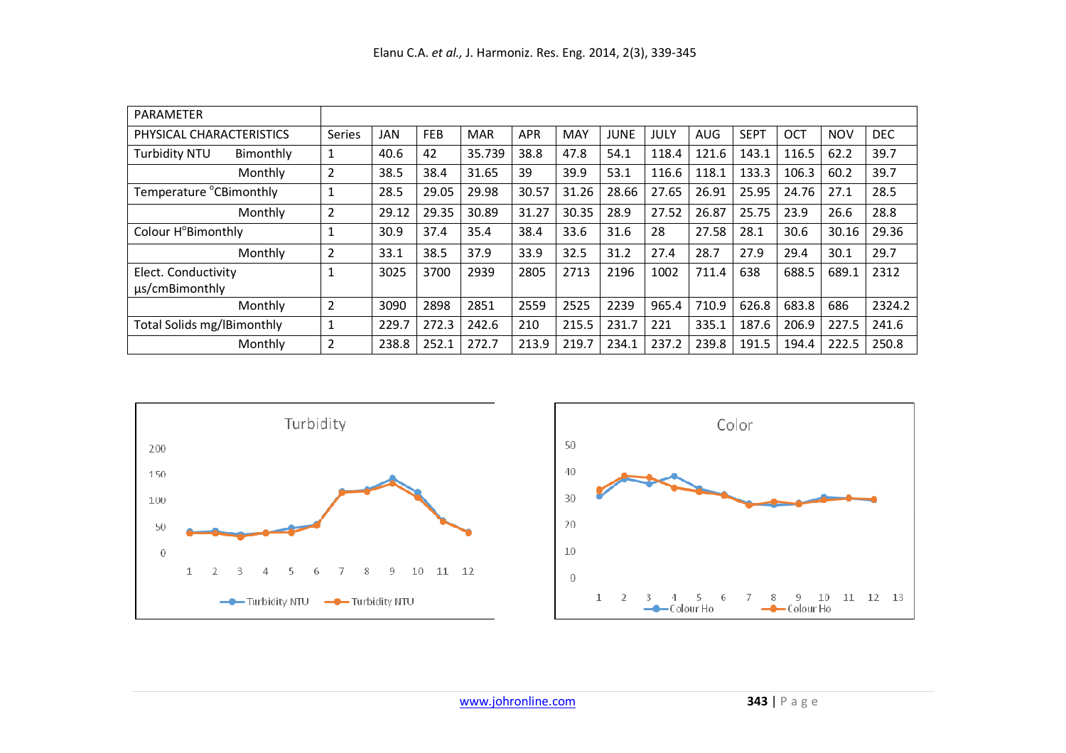| PARAMETER | | | | | | | | | | | | | |
|---|---|---|---|---|---|---|---|---|---|---|---|---|---|
| PHYSICAL CHARACTERISTICS | Series | JAN | FEB | MAR | APR | MAY | JUNE | JULY | AUG | SEPT | OCT | NOV | DEC |
| Turbidity NTU Bimonthly | 1 | 40.6 | 42 | 35.739 | 38.8 | 47.8 | 54.1 | 118.4 | 121.6 | 143.1 | 116.5 | 62.2 | 39.7 |
| Monthly | 2 | 38.5 | 38.4 | 31.65 | 39 | 39.9 | 53.1 | 116.6 | 118.1 | 133.3 | 106.3 | 60.2 | 39.7 |
| Temperature °CBimonthly | 1 | 28.5 | 29.05 | 29.98 | 30.57 | 31.26 | 28.66 | 27.65 | 26.91 | 25.95 | 24.76 | 27.1 | 28.5 |
| Monthly | 2 | 29.12 | 29.35 | 30.89 | 31.27 | 30.35 | 28.9 | 27.52 | 26.87 | 25.75 | 23.9 | 26.6 | 28.8 |
| Colour H°Bimonthly | 1 | 30.9 | 37.4 | 35.4 | 38.4 | 33.6 | 31.6 | 28 | 27.58 | 28.1 | 30.6 | 30.16 | 29.36 |
| Monthly | 2 | 33.1 | 38.5 | 37.9 | 33.9 | 32.5 | 31.2 | 27.4 | 28.7 | 27.9 | 29.4 | 30.1 | 29.7 |
| Elect. Conductivity µs/cmBimonthly | 1 | 3025 | 3700 | 2939 | 2805 | 2713 | 2196 | 1002 | 711.4 | 638 | 688.5 | 689.1 | 2312 |
| Monthly | 2 | 3090 | 2898 | 2851 | 2559 | 2525 | 2239 | 965.4 | 710.9 | 626.8 | 683.8 | 686 | 2324.2 |
| Total Solids mg/lBimonthly | 1 | 229.7 | 272.3 | 242.6 | 210 | 215.5 | 231.7 | 221 | 335.1 | 187.6 | 206.9 | 227.5 | 241.6 |
| Monthly | 2 | 238.8 | 252.1 | 272.7 | 213.9 | 219.7 | 234.1 | 237.2 | 239.8 | 191.5 | 194.4 | 222.5 | 250.8 |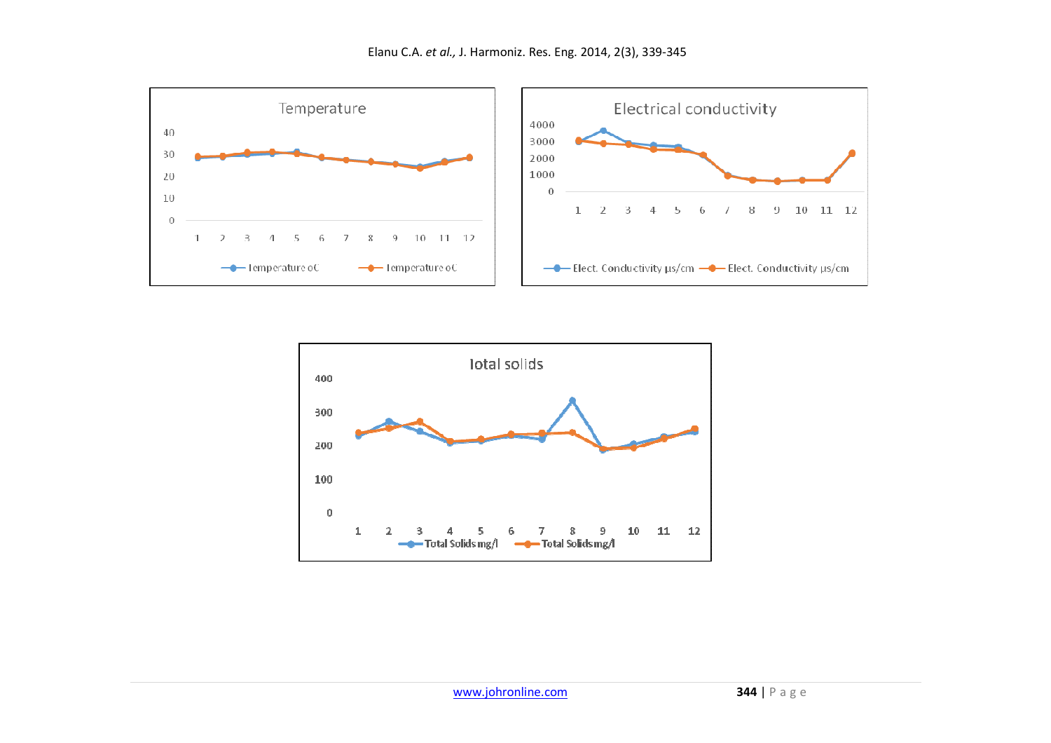Temperature

40
30
20
10
0

1 2 3 4 5 6 7 8 9 10 11 12

Temperature oC — Temperature oC

Electrical conductivity

4000
3000
2000
1000
0

1 2 3 4 5 6 7 8 9 10 11 12

Elect. Conductivity µs/cm — Elect. Conductivity µs/cm

Total solids

400
300
200
100
0

1 2 3 4 5 6 7 8 9 10 11 12

Total Solids mg/l — Total Solids mg/l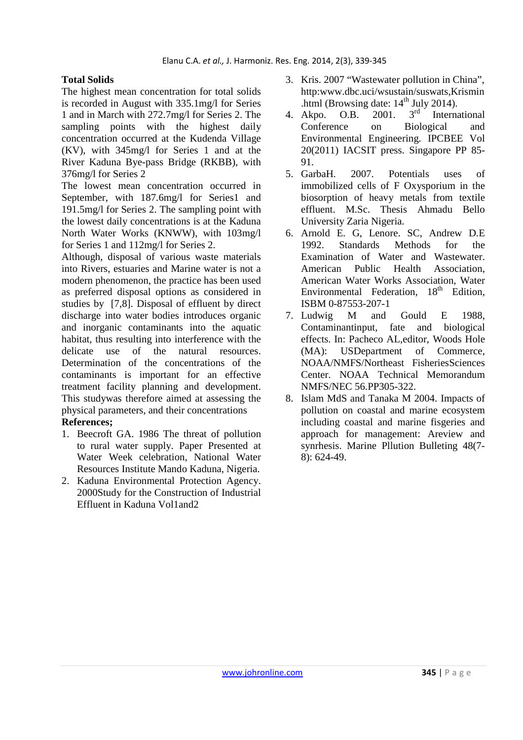**Total Solids**

The highest mean concentration for total solids is recorded in August with 335.1mg/l for Series 1 and in March with 272.7mg/l for Series 2. The sampling points with the highest daily concentration occurred at the Kudenda Village (KV), with 345mg/l for Series 1 and at the River Kaduna Bye-pass Bridge (RKBB), with 376mg/l for Series 2

The lowest mean concentration occurred in September, with 187.6mg/l for Series1 and 191.5mg/l for Series 2. The sampling point with the lowest daily concentrations is at the Kaduna North Water Works (KNWW), with 103mg/l for Series 1 and 112mg/l for Series 2.

Although, disposal of various waste materials into Rivers, estuaries and Marine water is not a modern phenomenon, the practice has been used as preferred disposal options as considered in studies by [7,8]. Disposal of effluent by direct discharge into water bodies introduces organic and inorganic contaminants into the aquatic habitat, thus resulting into interference with the delicate use of the natural resources. Determination of the concentrations of the contaminants is important for an effective treatment facility planning and development. This studywas therefore aimed at assessing the physical parameters, and their concentrations

**References;**

1. Beecroft GA. 1986 The threat of pollution to rural water supply. Paper Presented at Water Week celebration, National Water Resources Institute Mando Kaduna, Nigeria.
2. Kaduna Environmental Protection Agency. 2000Study for the Construction of Industrial Effluent in Kaduna Vol1and2
3. Kris. 2007 "Wastewater pollution in China", http:www.dbc.uci/wsustain/suswats,Krismin .html (Browsing date: 14th July 2014).
4. Akpo. O.B. 2001. 3rd International Conference on Biological and Environmental Engineering. IPCBEE Vol 20(2011) IACSIT press. Singapore PP 85-91.
5. GarbaH. 2007. Potentials uses of immobilized cells of F Oxysporium in the biosorption of heavy metals from textile effluent. M.Sc. Thesis Ahmadu Bello University Zaria Nigeria.
6. Arnold E. G, Lenore. SC, Andrew D.E 1992. Standards Methods for the Examination of Water and Wastewater. American Public Health Association, American Water Works Association, Water Environmental Federation, 18th Edition, ISBM 0-87553-207-1
7. Ludwig M and Gould E 1988, Contaminantinput, fate and biological effects. In: Pacheco AL,editor, Woods Hole (MA): USDepartment of Commerce, NOAA/NMFS/Northeast FisheriesSciences Center. NOAA Technical Memorandum NMFS/NEC 56.PP305-322.
8. Islam MdS and Tanaka M 2004. Impacts of pollution on coastal and marine ecosystem including coastal and marine fisgeries and approach for management: Areview and synrhesis. Marine Pllution Bulleting 48(7-8): 624-49.